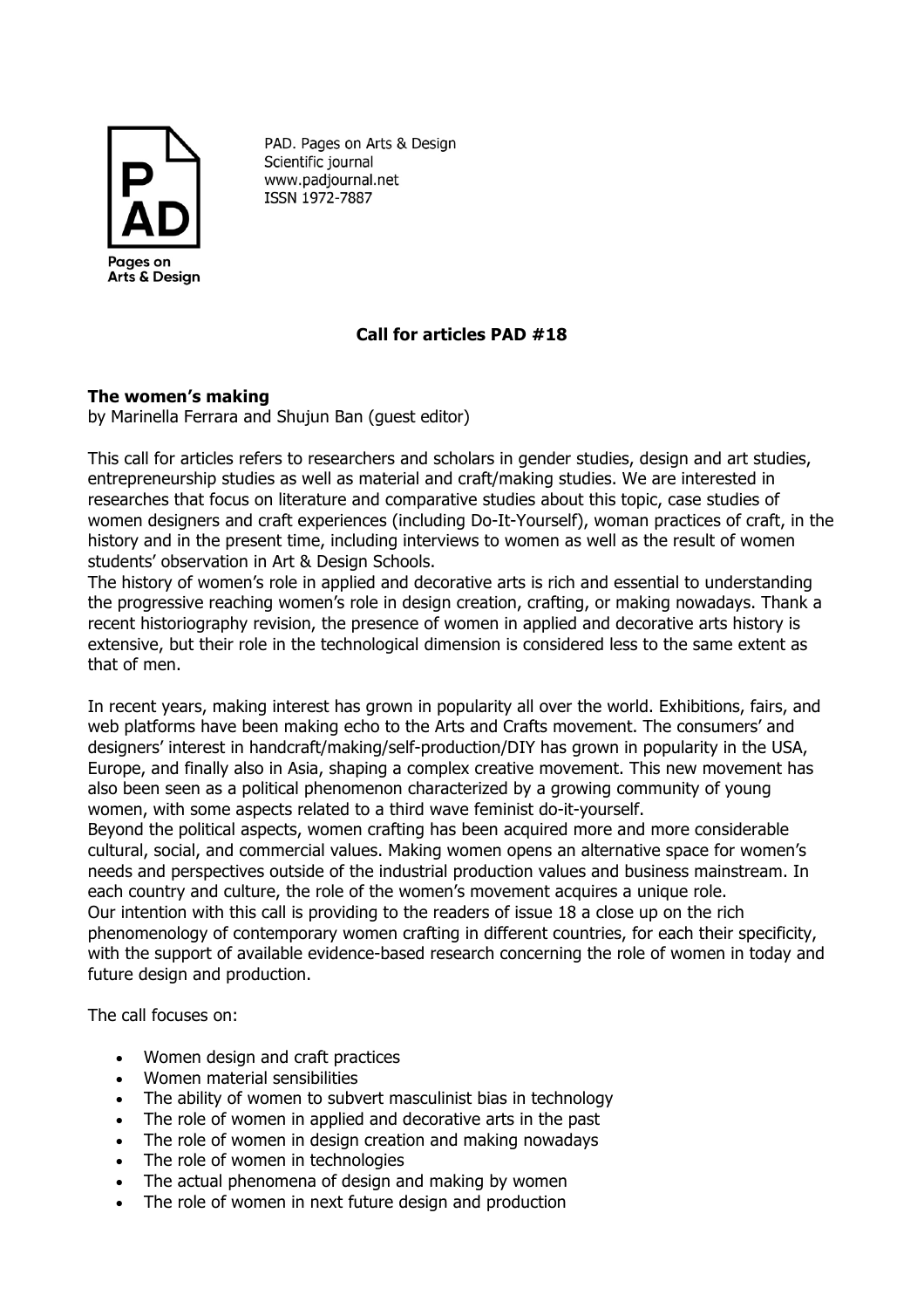PAD. Pages on Arts & Design
Scientific journal
www.padjournal.net
ISSN 1972-7887

**Call for articles PAD #18**

## The women's making

by Marinella Ferrara and Shujun Ban (guest editor)

This call for articles refers to researchers and scholars in gender studies, design and art studies, entrepreneurship studies as well as material and craft/making studies. We are interested in researches that focus on literature and comparative studies about this topic, case studies of women designers and craft experiences (including Do-It-Yourself), woman practices of craft, in the history and in the present time, including interviews to women as well as the result of women students' observation in Art & Design Schools.

The history of women's role in applied and decorative arts is rich and essential to understanding the progressive reaching women's role in design creation, crafting, or making nowadays. Thank a recent historiography revision, the presence of women in applied and decorative arts history is extensive, but their role in the technological dimension is considered less to the same extent as that of men.

In recent years, making interest has grown in popularity all over the world. Exhibitions, fairs, and web platforms have been making echo to the Arts and Crafts movement. The consumers' and designers' interest in handcraft/making/self-production/DIY has grown in popularity in the USA, Europe, and finally also in Asia, shaping a complex creative movement. This new movement has also been seen as a political phenomenon characterized by a growing community of young women, with some aspects related to a third wave feminist do-it-yourself.

Beyond the political aspects, women crafting has been acquired more and more considerable cultural, social, and commercial values. Making women opens an alternative space for women's needs and perspectives outside of the industrial production values and business mainstream. In each country and culture, the role of the women's movement acquires a unique role.

Our intention with this call is providing to the readers of issue 18 a close up on the rich phenomenology of contemporary women crafting in different countries, for each their specificity, with the support of available evidence-based research concerning the role of women in today and future design and production.

The call focuses on:

- Women design and craft practices
- Women material sensibilities
- The ability of women to subvert masculinist bias in technology
- The role of women in applied and decorative arts in the past
- The role of women in design creation and making nowadays
- The role of women in technologies
- The actual phenomena of design and making by women
- The role of women in next future design and production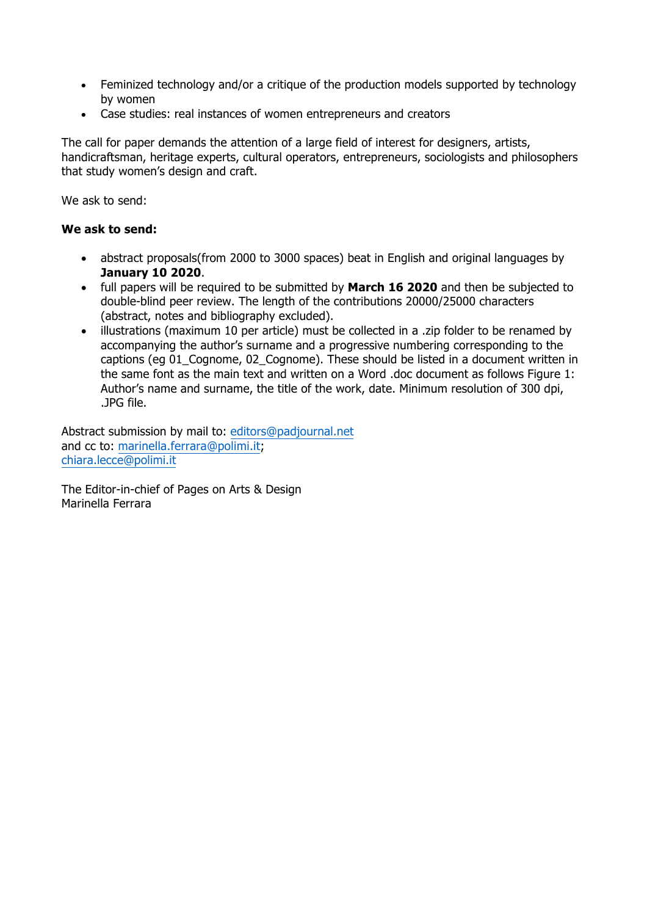- Feminized technology and/or a critique of the production models supported by technology by women
- Case studies: real instances of women entrepreneurs and creators

The call for paper demands the attention of a large field of interest for designers, artists, handicraftsman, heritage experts, cultural operators, entrepreneurs, sociologists and philosophers that study women's design and craft.

We ask to send:

**We ask to send:**

- abstract proposals(from 2000 to 3000 spaces) beat in English and original languages by **January 10 2020**.
- full papers will be required to be submitted by **March 16 2020** and then be subjected to double-blind peer review. The length of the contributions 20000/25000 characters (abstract, notes and bibliography excluded).
- illustrations (maximum 10 per article) must be collected in a .zip folder to be renamed by accompanying the author's surname and a progressive numbering corresponding to the captions (eg 01_Cognome, 02_Cognome). These should be listed in a document written in the same font as the main text and written on a Word .doc document as follows Figure 1: Author's name and surname, the title of the work, date. Minimum resolution of 300 dpi, .JPG file.

Abstract submission by mail to: editors@padjournal.net
and cc to: marinella.ferrara@polimi.it;
chiara.lecce@polimi.it

The Editor-in-chief of Pages on Arts & Design
Marinella Ferrara